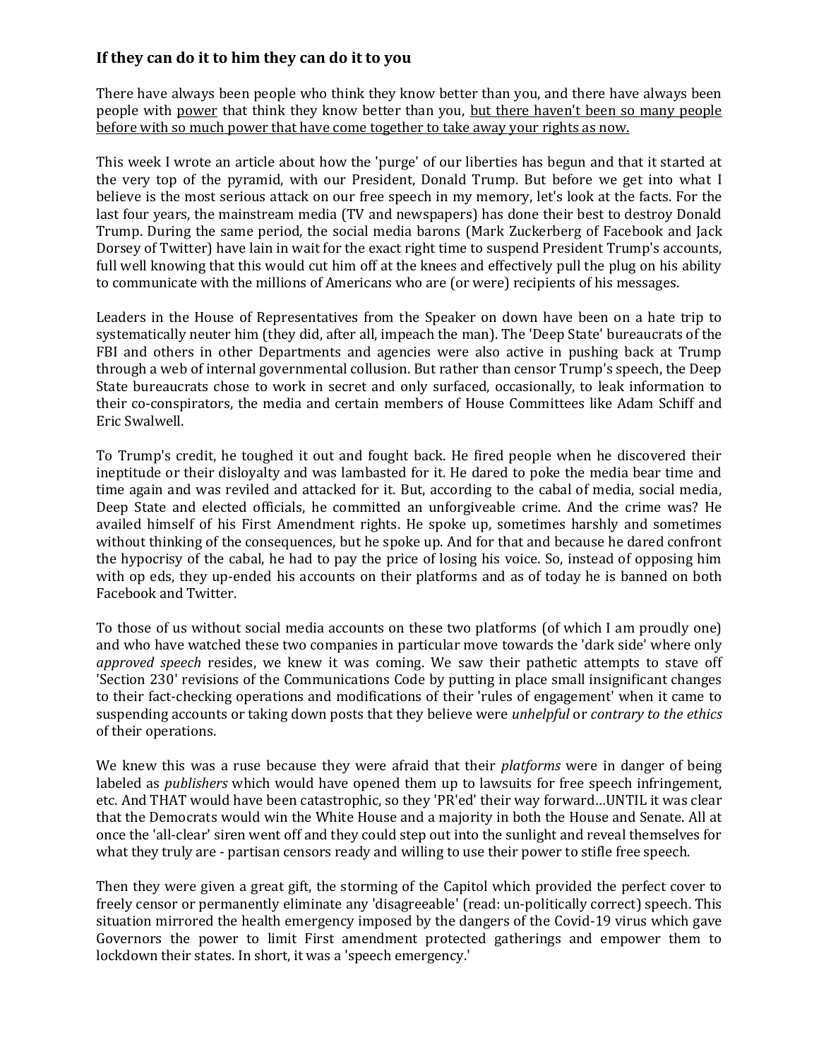### **If they can do it to him they can do it to you**

There have always been people who think they know better than you, and there have always been people with <u>power</u> that think they know better than you, <u>but there haven't been so many people before with so much power that have come together to take away your rights as now.</u>

This week I wrote an article about how the 'purge' of our liberties has begun and that it started at the very top of the pyramid, with our President, Donald Trump. But before we get into what I believe is the most serious attack on our free speech in my memory, let's look at the facts. For the last four years, the mainstream media (TV and newspapers) has done their best to destroy Donald Trump. During the same period, the social media barons (Mark Zuckerberg of Facebook and Jack Dorsey of Twitter) have lain in wait for the exact right time to suspend President Trump's accounts, full well knowing that this would cut him off at the knees and effectively pull the plug on his ability to communicate with the millions of Americans who are (or were) recipients of his messages.

Leaders in the House of Representatives from the Speaker on down have been on a hate trip to systematically neuter him (they did, after all, impeach the man). The 'Deep State' bureaucrats of the FBI and others in other Departments and agencies were also active in pushing back at Trump through a web of internal governmental collusion. But rather than censor Trump's speech, the Deep State bureaucrats chose to work in secret and only surfaced, occasionally, to leak information to their co-conspirators, the media and certain members of House Committees like Adam Schiff and Eric Swalwell.

To Trump's credit, he toughed it out and fought back. He fired people when he discovered their ineptitude or their disloyalty and was lambasted for it. He dared to poke the media bear time and time again and was reviled and attacked for it. But, according to the cabal of media, social media, Deep State and elected officials, he committed an unforgiveable crime. And the crime was? He availed himself of his First Amendment rights. He spoke up, sometimes harshly and sometimes without thinking of the consequences, but he spoke up. And for that and because he dared confront the hypocrisy of the cabal, he had to pay the price of losing his voice. So, instead of opposing him with op eds, they up-ended his accounts on their platforms and as of today he is banned on both Facebook and Twitter.

To those of us without social media accounts on these two platforms (of which I am proudly one) and who have watched these two companies in particular move towards the 'dark side' where only *approved speech* resides, we knew it was coming. We saw their pathetic attempts to stave off 'Section 230' revisions of the Communications Code by putting in place small insignificant changes to their fact-checking operations and modifications of their 'rules of engagement' when it came to suspending accounts or taking down posts that they believe were *unhelpful* or *contrary to the ethics* of their operations.

We knew this was a ruse because they were afraid that their *platforms* were in danger of being labeled as *publishers* which would have opened them up to lawsuits for free speech infringement, etc. And THAT would have been catastrophic, so they 'PR'ed' their way forward…UNTIL it was clear that the Democrats would win the White House and a majority in both the House and Senate. All at once the 'all-clear' siren went off and they could step out into the sunlight and reveal themselves for what they truly are - partisan censors ready and willing to use their power to stifle free speech.

Then they were given a great gift, the storming of the Capitol which provided the perfect cover to freely censor or permanently eliminate any 'disagreeable' (read: un-politically correct) speech. This situation mirrored the health emergency imposed by the dangers of the Covid-19 virus which gave Governors the power to limit First amendment protected gatherings and empower them to lockdown their states. In short, it was a 'speech emergency.'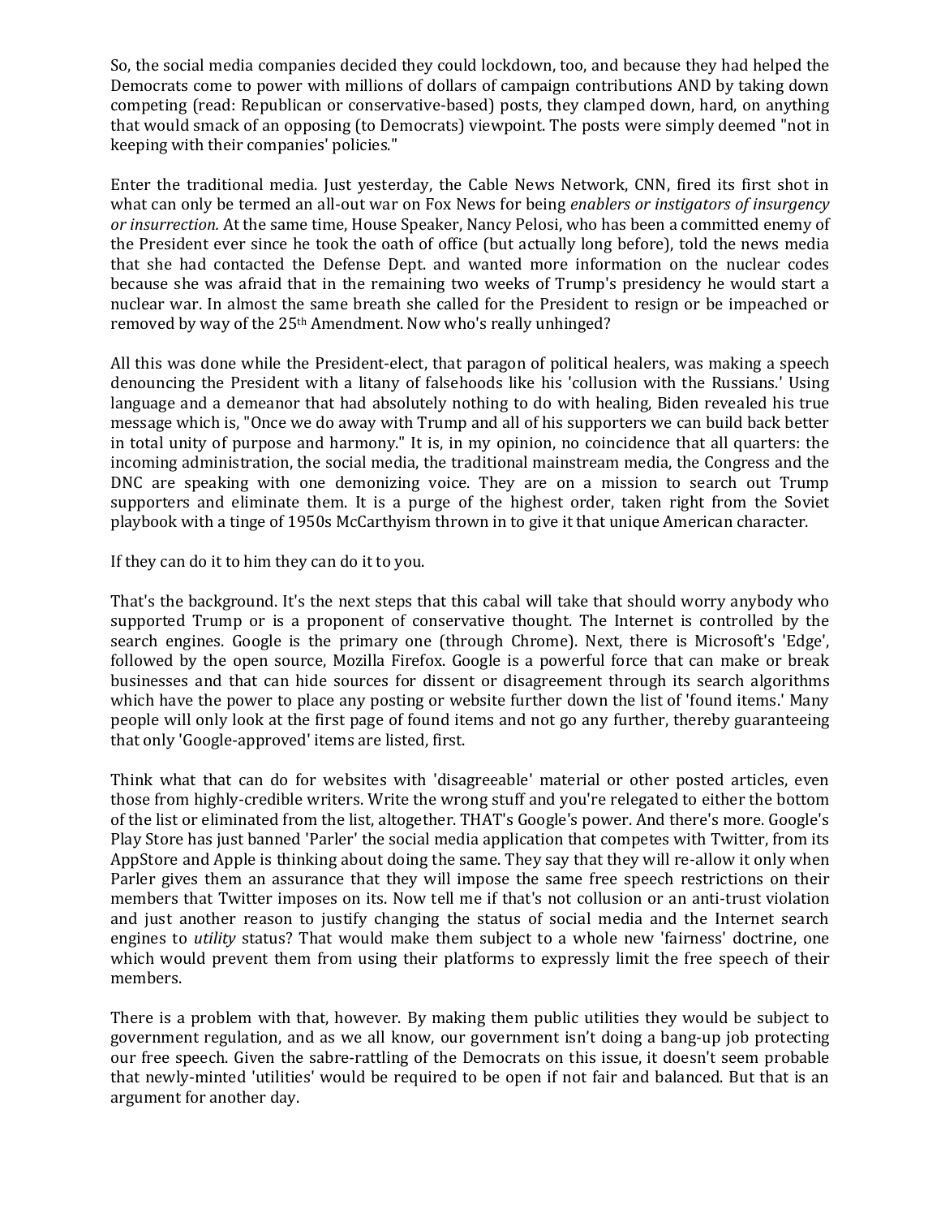So, the social media companies decided they could lockdown, too, and because they had helped the Democrats come to power with millions of dollars of campaign contributions AND by taking down competing (read: Republican or conservative-based) posts, they clamped down, hard, on anything that would smack of an opposing (to Democrats) viewpoint. The posts were simply deemed "not in keeping with their companies' policies."

Enter the traditional media. Just yesterday, the Cable News Network, CNN, fired its first shot in what can only be termed an all-out war on Fox News for being *enablers or instigators of insurgency or insurrection.* At the same time, House Speaker, Nancy Pelosi, who has been a committed enemy of the President ever since he took the oath of office (but actually long before), told the news media that she had contacted the Defense Dept. and wanted more information on the nuclear codes because she was afraid that in the remaining two weeks of Trump's presidency he would start a nuclear war. In almost the same breath she called for the President to resign or be impeached or removed by way of the 25th Amendment. Now who's really unhinged?

All this was done while the President-elect, that paragon of political healers, was making a speech denouncing the President with a litany of falsehoods like his 'collusion with the Russians.' Using language and a demeanor that had absolutely nothing to do with healing, Biden revealed his true message which is, "Once we do away with Trump and all of his supporters we can build back better in total unity of purpose and harmony." It is, in my opinion, no coincidence that all quarters: the incoming administration, the social media, the traditional mainstream media, the Congress and the DNC are speaking with one demonizing voice. They are on a mission to search out Trump supporters and eliminate them. It is a purge of the highest order, taken right from the Soviet playbook with a tinge of 1950s McCarthyism thrown in to give it that unique American character.

If they can do it to him they can do it to you.

That's the background. It's the next steps that this cabal will take that should worry anybody who supported Trump or is a proponent of conservative thought. The Internet is controlled by the search engines. Google is the primary one (through Chrome). Next, there is Microsoft's 'Edge', followed by the open source, Mozilla Firefox. Google is a powerful force that can make or break businesses and that can hide sources for dissent or disagreement through its search algorithms which have the power to place any posting or website further down the list of 'found items.' Many people will only look at the first page of found items and not go any further, thereby guaranteeing that only 'Google-approved' items are listed, first.

Think what that can do for websites with 'disagreeable' material or other posted articles, even those from highly-credible writers. Write the wrong stuff and you're relegated to either the bottom of the list or eliminated from the list, altogether. THAT's Google's power. And there's more. Google's Play Store has just banned 'Parler' the social media application that competes with Twitter, from its AppStore and Apple is thinking about doing the same. They say that they will re-allow it only when Parler gives them an assurance that they will impose the same free speech restrictions on their members that Twitter imposes on its. Now tell me if that's not collusion or an anti-trust violation and just another reason to justify changing the status of social media and the Internet search engines to *utility* status? That would make them subject to a whole new 'fairness' doctrine, one which would prevent them from using their platforms to expressly limit the free speech of their members.

There is a problem with that, however. By making them public utilities they would be subject to government regulation, and as we all know, our government isn't doing a bang-up job protecting our free speech. Given the sabre-rattling of the Democrats on this issue, it doesn't seem probable that newly-minted 'utilities' would be required to be open if not fair and balanced. But that is an argument for another day.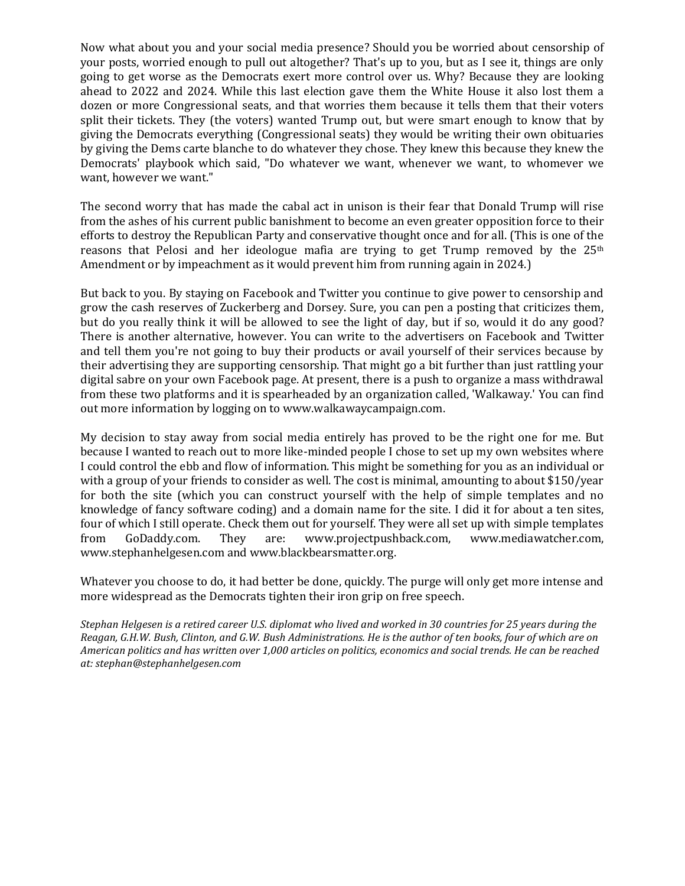Now what about you and your social media presence? Should you be worried about censorship of your posts, worried enough to pull out altogether? That's up to you, but as I see it, things are only going to get worse as the Democrats exert more control over us. Why? Because they are looking ahead to 2022 and 2024. While this last election gave them the White House it also lost them a dozen or more Congressional seats, and that worries them because it tells them that their voters split their tickets. They (the voters) wanted Trump out, but were smart enough to know that by giving the Democrats everything (Congressional seats) they would be writing their own obituaries by giving the Dems carte blanche to do whatever they chose. They knew this because they knew the Democrats' playbook which said, "Do whatever we want, whenever we want, to whomever we want, however we want."

The second worry that has made the cabal act in unison is their fear that Donald Trump will rise from the ashes of his current public banishment to become an even greater opposition force to their efforts to destroy the Republican Party and conservative thought once and for all. (This is one of the reasons that Pelosi and her ideologue mafia are trying to get Trump removed by the 25th Amendment or by impeachment as it would prevent him from running again in 2024.)

But back to you. By staying on Facebook and Twitter you continue to give power to censorship and grow the cash reserves of Zuckerberg and Dorsey. Sure, you can pen a posting that criticizes them, but do you really think it will be allowed to see the light of day, but if so, would it do any good? There is another alternative, however. You can write to the advertisers on Facebook and Twitter and tell them you're not going to buy their products or avail yourself of their services because by their advertising they are supporting censorship. That might go a bit further than just rattling your digital sabre on your own Facebook page. At present, there is a push to organize a mass withdrawal from these two platforms and it is spearheaded by an organization called, 'Walkaway.' You can find out more information by logging on to www.walkawaycampaign.com.

My decision to stay away from social media entirely has proved to be the right one for me. But because I wanted to reach out to more like-minded people I chose to set up my own websites where I could control the ebb and flow of information. This might be something for you as an individual or with a group of your friends to consider as well. The cost is minimal, amounting to about $150/year for both the site (which you can construct yourself with the help of simple templates and no knowledge of fancy software coding) and a domain name for the site. I did it for about a ten sites, four of which I still operate. Check them out for yourself. They were all set up with simple templates from GoDaddy.com. They are: www.projectpushback.com, www.mediawatcher.com, www.stephanhelgesen.com and www.blackbearsmatter.org.

Whatever you choose to do, it had better be done, quickly. The purge will only get more intense and more widespread as the Democrats tighten their iron grip on free speech.

*Stephan Helgesen is a retired career U.S. diplomat who lived and worked in 30 countries for 25 years during the Reagan, G.H.W. Bush, Clinton, and G.W. Bush Administrations. He is the author of ten books, four of which are on American politics and has written over 1,000 articles on politics, economics and social trends. He can be reached at: stephan@stephanhelgesen.com*